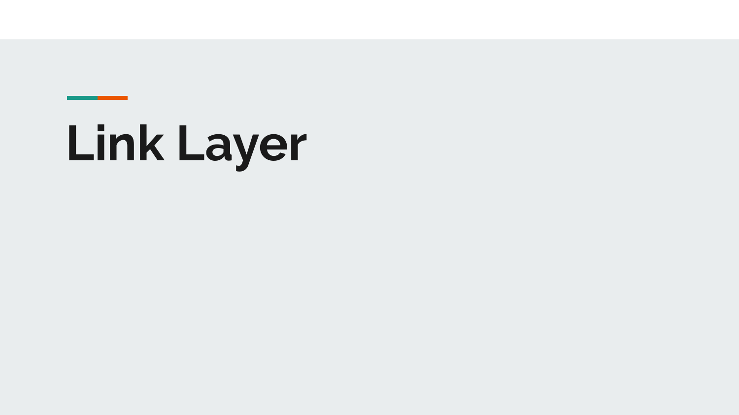# Link Layer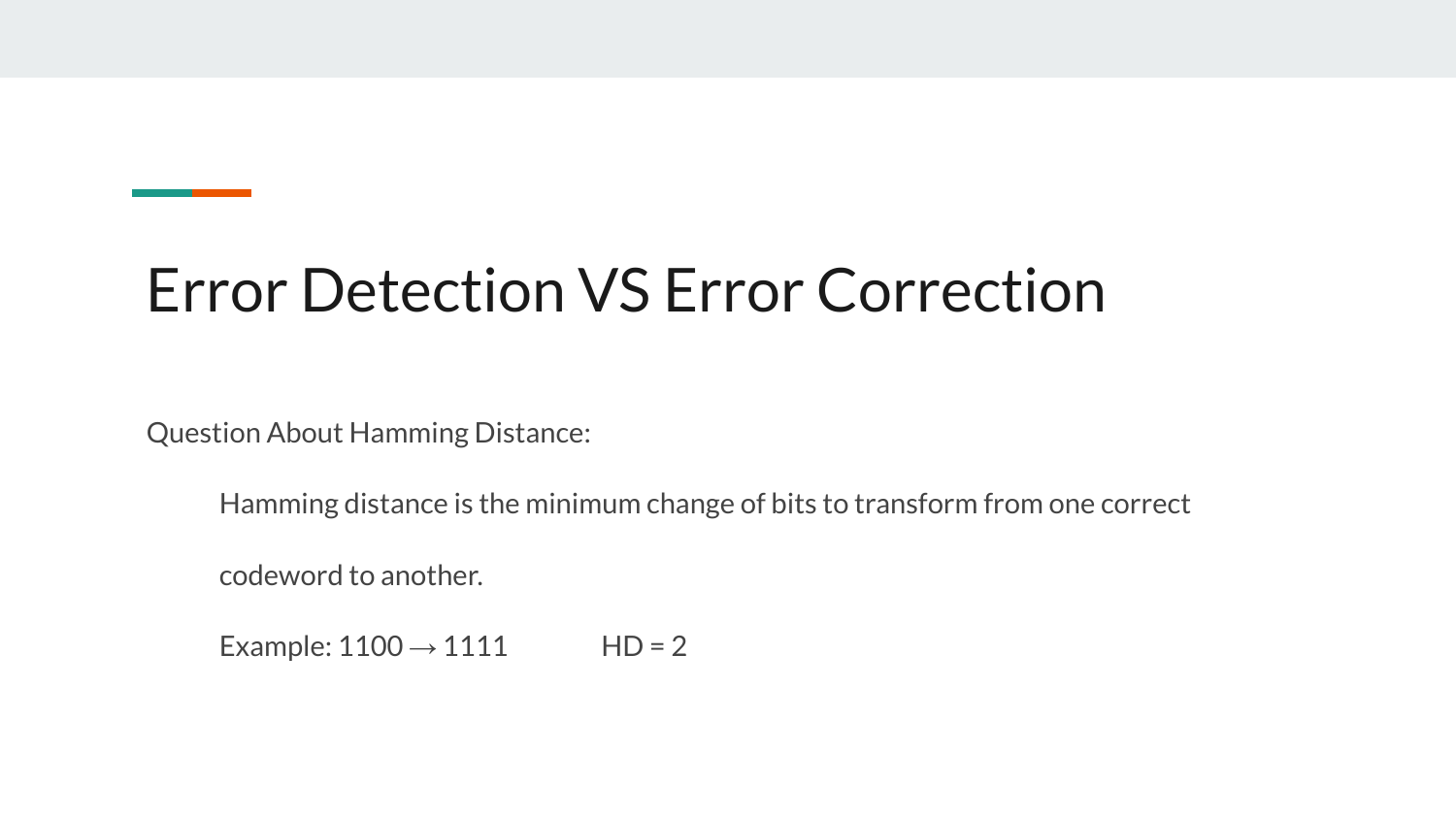# Error Detection VS Error Correction

Question About Hamming Distance:

Hamming distance is the minimum change of bits to transform from one correct codeword to another.

Example: 1100 → 1111 HD = 2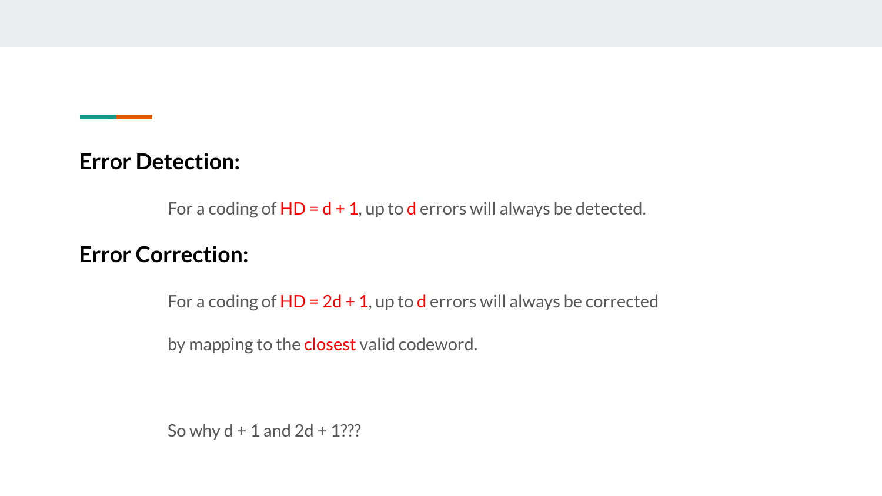## Error Detection:

For a coding of $HD = d + 1$, up to $d$ errors will always be detected.

## Error Correction:

For a coding of $HD = 2d + 1$, up to $d$ errors will always be corrected by mapping to the closest valid codeword.

So why $d + 1$ and $2d + 1$???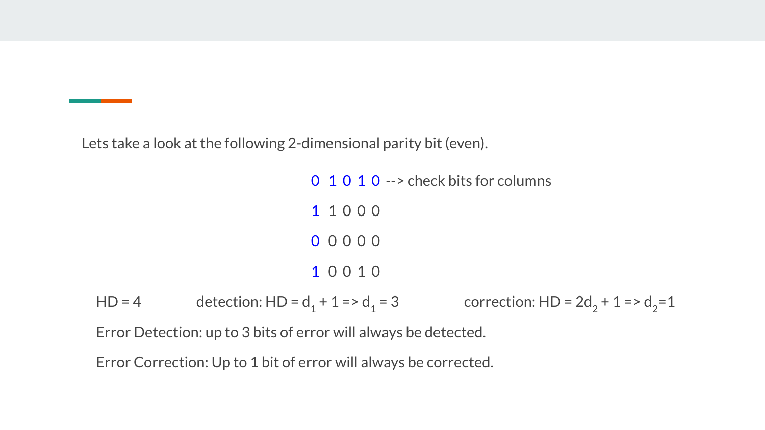Lets take a look at the following 2-dimensional parity bit (even).

```
0 1 0 1 0 --> check bits for columns
1 1 0 0 0
0 0 0 0 0
1 0 0 1 0
```

HD = 4    detection: HD = $d_1$ + 1 => $d_1$ = 3    correction: HD = 2$d_2$ + 1 => $d_2$=1

Error Detection: up to 3 bits of error will always be detected.

Error Correction: Up to 1 bit of error will always be corrected.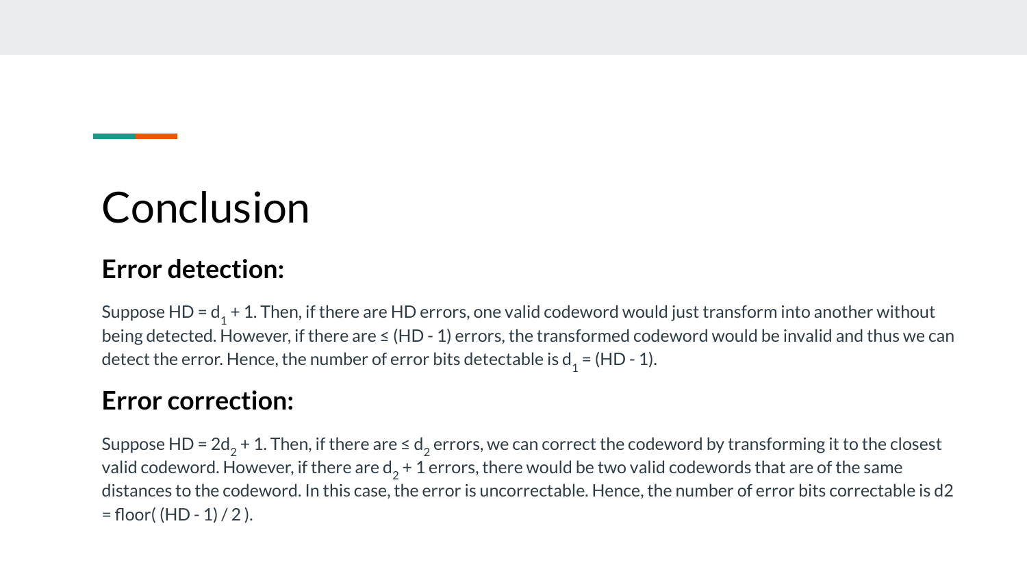# Conclusion

## Error detection:

Suppose HD = $d_1 + 1$. Then, if there are HD errors, one valid codeword would just transform into another without being detected. However, if there are ≤ (HD - 1) errors, the transformed codeword would be invalid and thus we can detect the error. Hence, the number of error bits detectable is $d_1 = (HD - 1)$.

## Error correction:

Suppose HD = $2d_2 + 1$. Then, if there are ≤ $d_2$ errors, we can correct the codeword by transforming it to the closest valid codeword. However, if there are $d_2 + 1$ errors, there would be two valid codewords that are of the same distances to the codeword. In this case, the error is uncorrectable. Hence, the number of error bits correctable is d2 = floor( (HD - 1) / 2 ).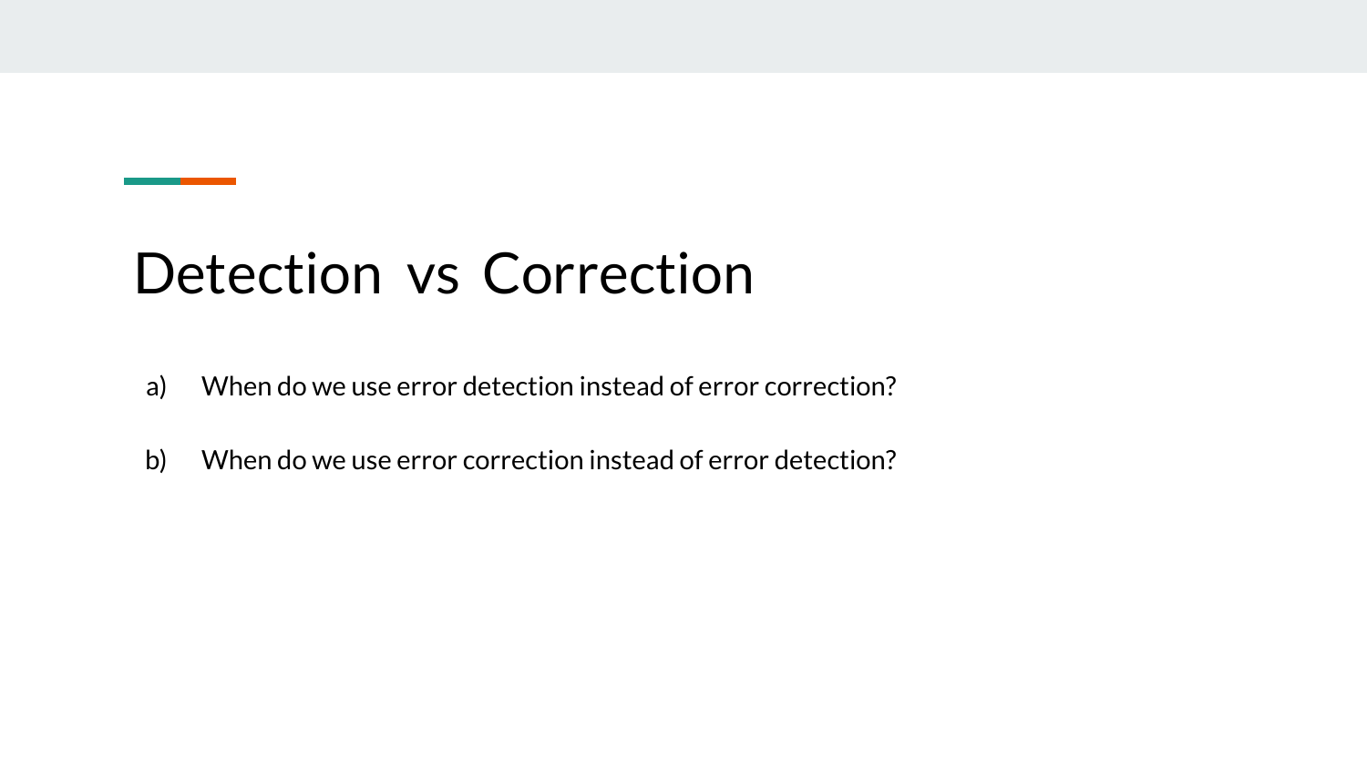# Detection vs Correction

a) When do we use error detection instead of error correction?

b) When do we use error correction instead of error detection?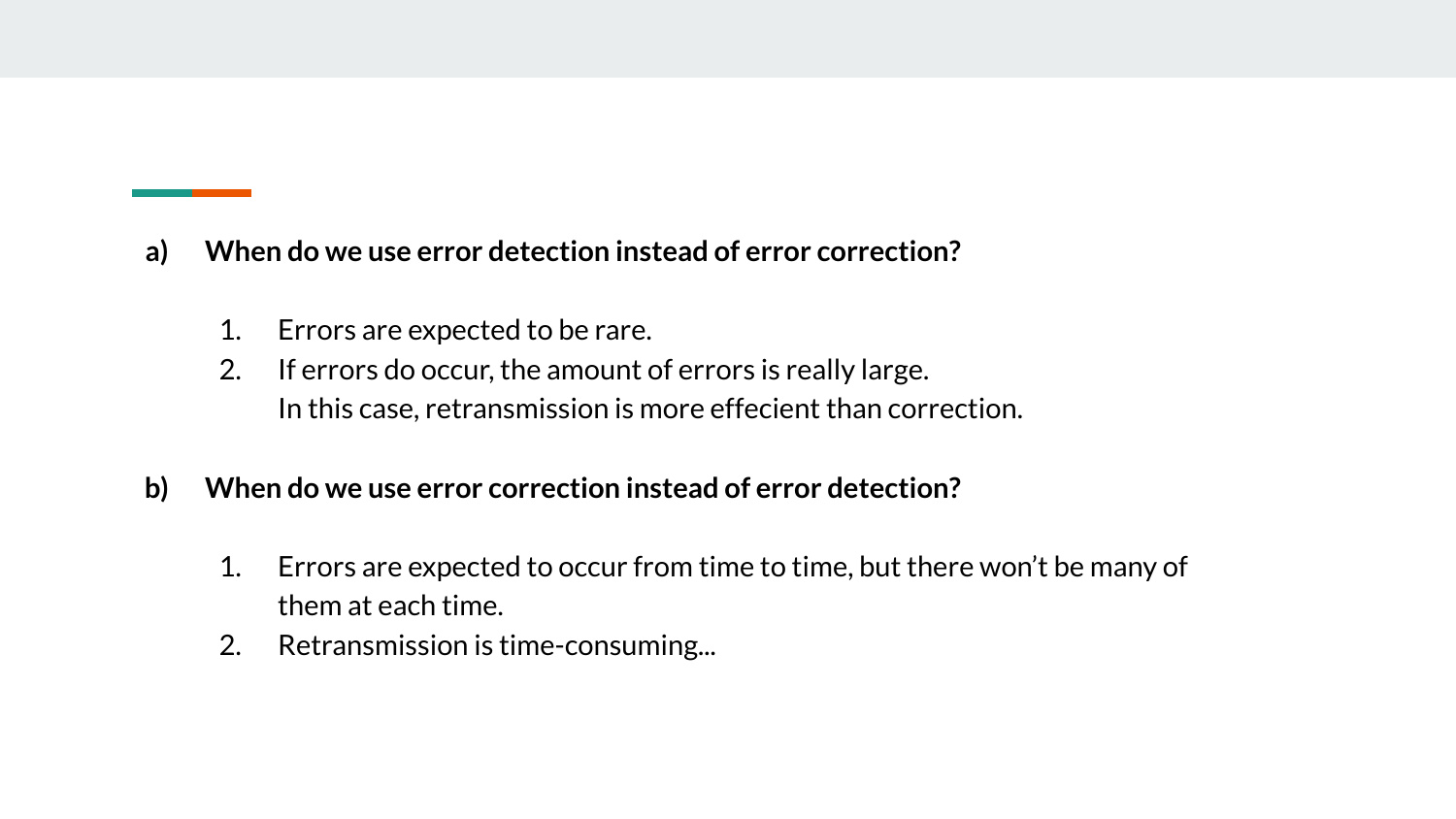**a) When do we use error detection instead of error correction?**

1. Errors are expected to be rare.
2. If errors do occur, the amount of errors is really large.
   In this case, retransmission is more effecient than correction.

**b) When do we use error correction instead of error detection?**

1. Errors are expected to occur from time to time, but there won't be many of them at each time.
2. Retransmission is time-consuming...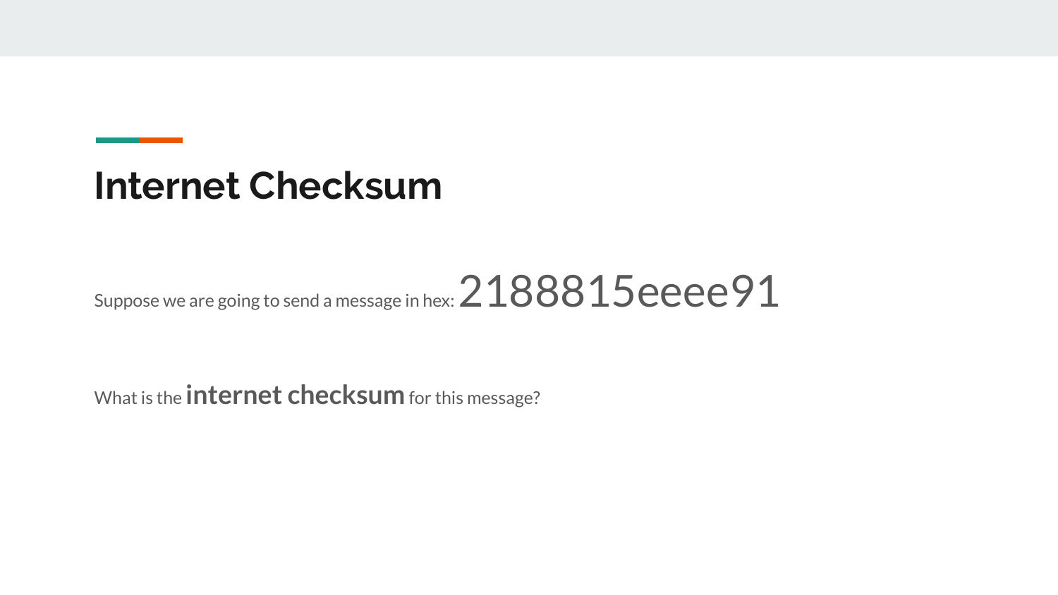# Internet Checksum

Suppose we are going to send a message in hex: 2188815eeee91

What is the **internet checksum** for this message?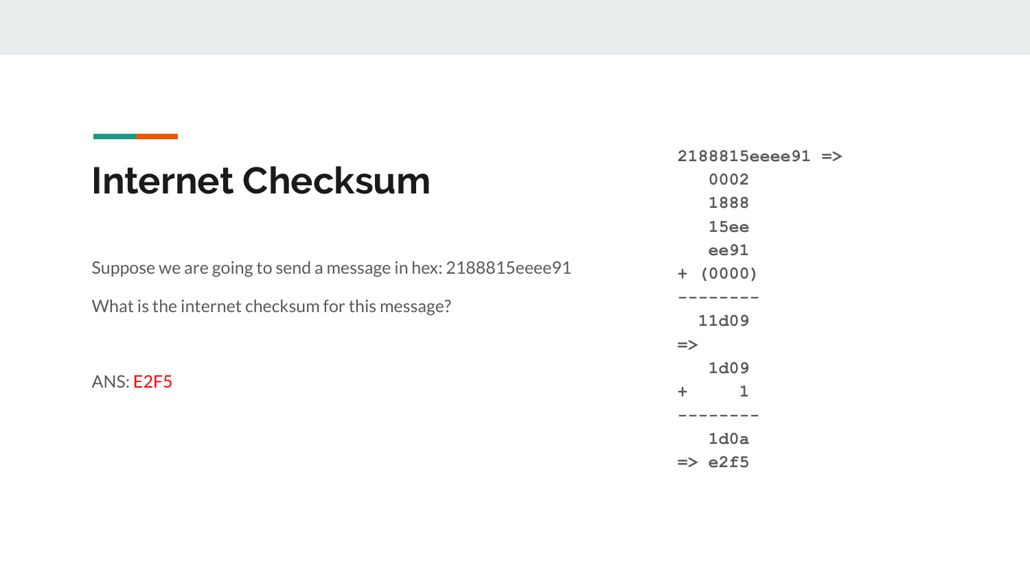# Internet Checksum

Suppose we are going to send a message in hex: 2188815eeee91

What is the internet checksum for this message?

ANS: E2F5

```
2188815eeee91 =>
   0002
   1888
   15ee
   ee91
+ (0000)
--------
  11d09
=>
   1d09
+     1
--------
   1d0a
=> e2f5
```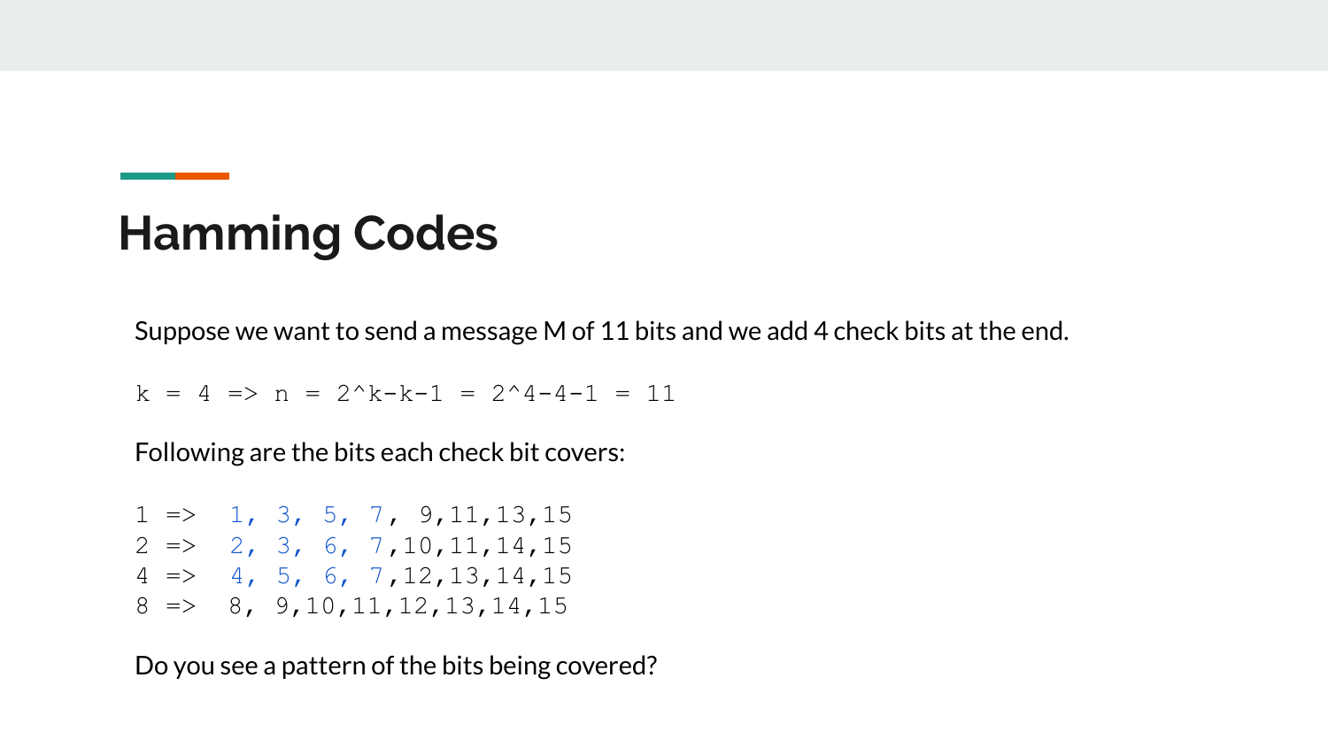# Hamming Codes

Suppose we want to send a message M of 11 bits and we add 4 check bits at the end.

```
k = 4 => n = 2^k-k-1 = 2^4-4-1 = 11
```

Following are the bits each check bit covers:

```
1 =>  1, 3, 5, 7, 9,11,13,15
2 =>  2, 3, 6, 7,10,11,14,15
4 =>  4, 5, 6, 7,12,13,14,15
8 =>  8, 9,10,11,12,13,14,15
```

Do you see a pattern of the bits being covered?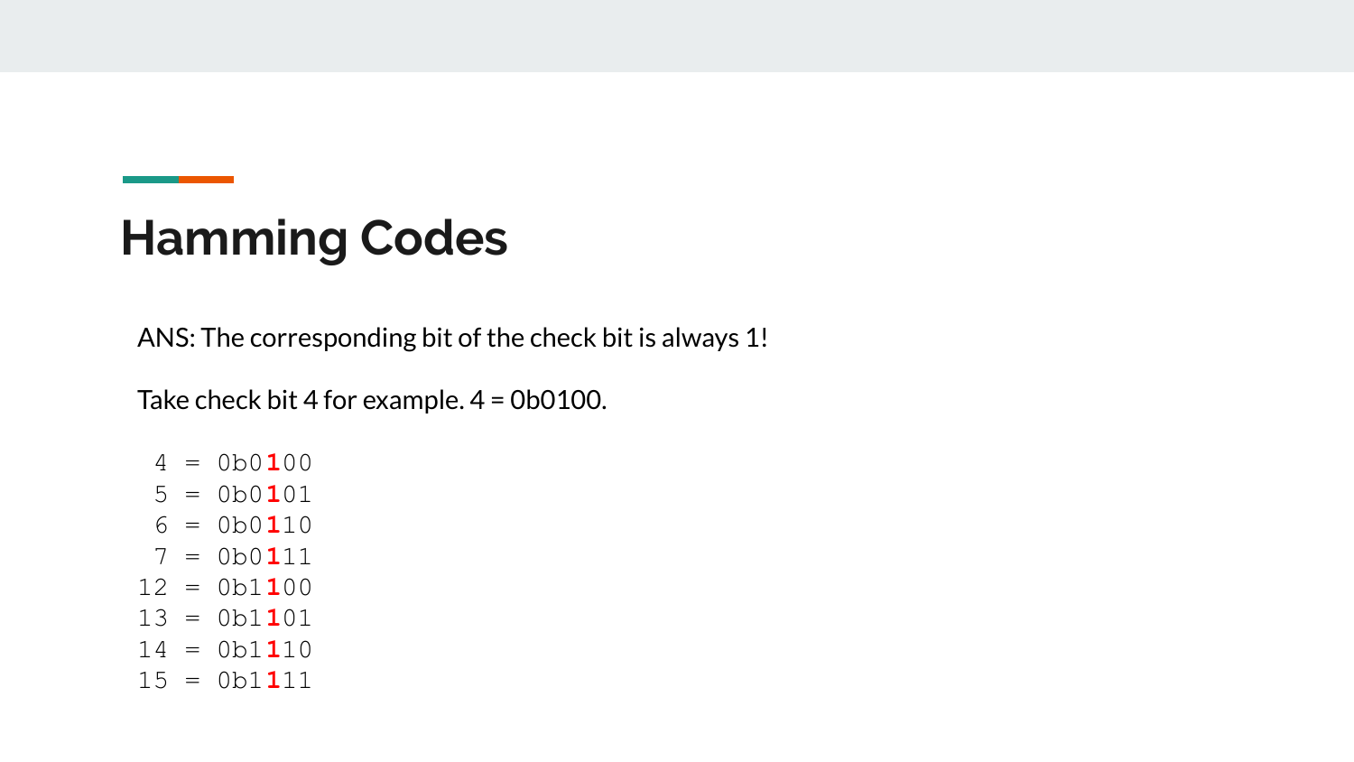# Hamming Codes

ANS: The corresponding bit of the check bit is always 1!

Take check bit 4 for example. 4 = 0b0100.

```
 4 = 0b0100
 5 = 0b0101
 6 = 0b0110
 7 = 0b0111
12 = 0b1100
13 = 0b1101
14 = 0b1110
15 = 0b1111
```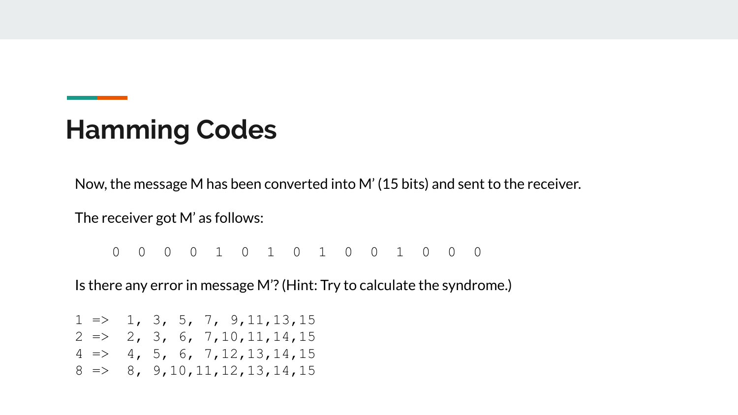# Hamming Codes

Now, the message M has been converted into M' (15 bits) and sent to the receiver.

The receiver got M' as follows:

```
0  0  0  0  1  0  1  0  1  0  0  1  0  0  0
```

Is there any error in message M'? (Hint: Try to calculate the syndrome.)

```
1 =>  1, 3, 5, 7, 9,11,13,15
2 =>  2, 3, 6, 7,10,11,14,15
4 =>  4, 5, 6, 7,12,13,14,15
8 =>  8, 9,10,11,12,13,14,15
```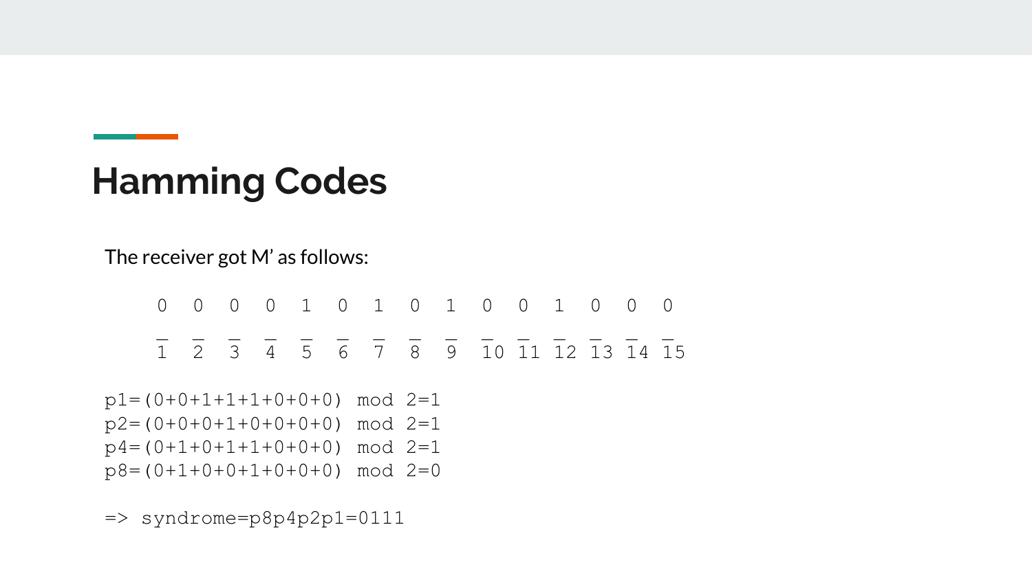## Hamming Codes

The receiver got M' as follows:

```
 0   0   0   0   1   0   1   0   1   0   0   1   0   0   0
 _   _   _   _   _   _   _   _   _   _   _   _   _   _   _
 1   2   3   4   5   6   7   8   9  10  11  12  13  14  15
```

```
p1=(0+0+1+1+1+0+0+0) mod 2=1
p2=(0+0+0+1+0+0+0+0) mod 2=1
p4=(0+1+0+1+1+0+0+0) mod 2=1
p8=(0+1+0+0+1+0+0+0) mod 2=0
```

```
=> syndrome=p8p4p2p1=0111
```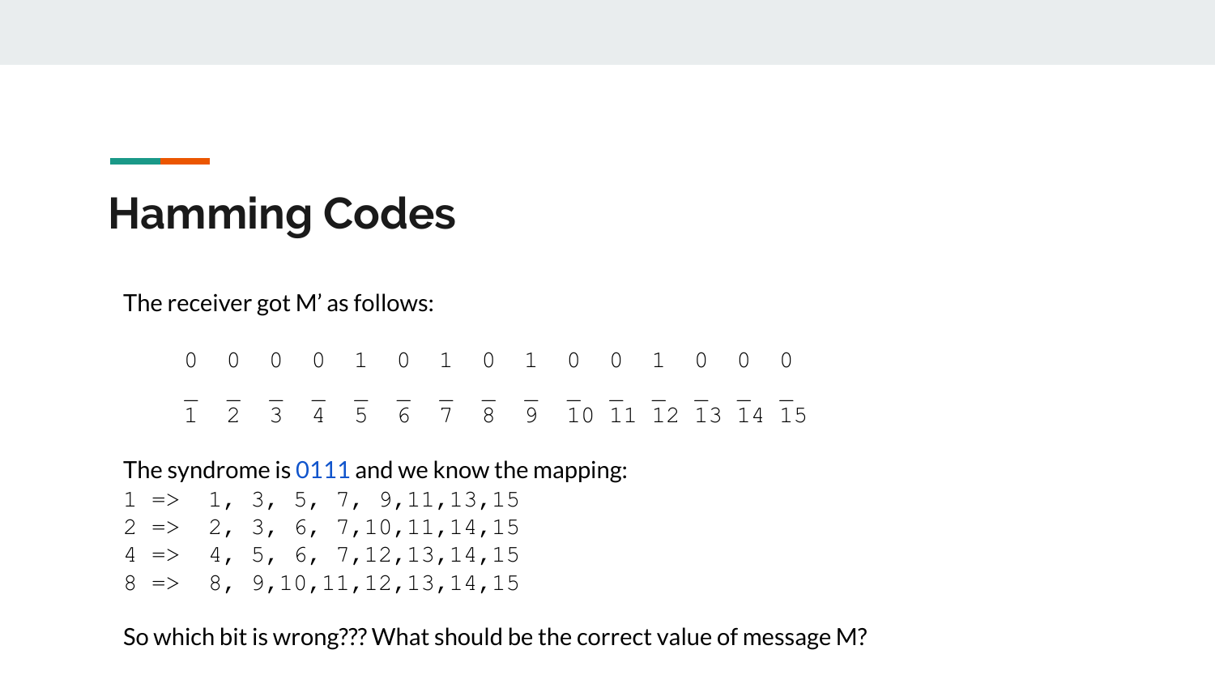## Hamming Codes

The receiver got M' as follows:

| | | | | | | | | | | | | | | |
|---|---|---|---|---|---|---|---|---|---|---|---|---|---|---|
| 0 | 0 | 0 | 0 | 1 | 0 | 1 | 0 | 1 | 0 | 0 | 1 | 0 | 0 | 0 |
| 1 | 2 | 3 | 4 | 5 | 6 | 7 | 8 | 9 | 10 | 11 | 12 | 13 | 14 | 15 |

The syndrome is 0111 and we know the mapping:

```
1 =>  1, 3, 5, 7, 9,11,13,15
2 =>  2, 3, 6, 7,10,11,14,15
4 =>  4, 5, 6, 7,12,13,14,15
8 =>  8, 9,10,11,12,13,14,15
```

So which bit is wrong??? What should be the correct value of message M?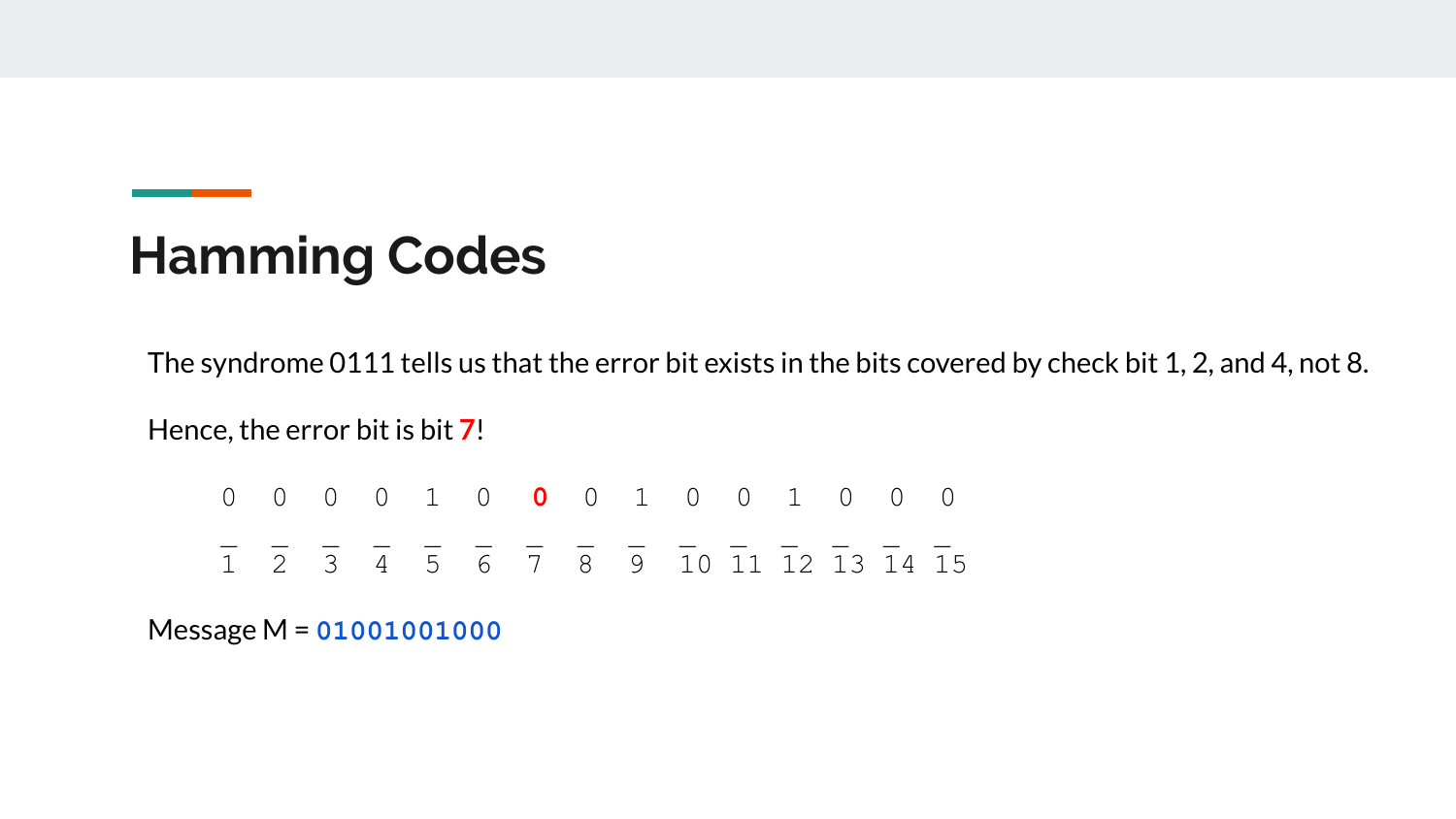# Hamming Codes

The syndrome 0111 tells us that the error bit exists in the bits covered by check bit 1, 2, and 4, not 8.

Hence, the error bit is bit **7**!

| | | | | | | | | | | | | | | |
|---|---|---|---|---|---|---|---|---|---|---|---|---|---|---|
| 0 | 0 | 0 | 0 | 1 | 0 | **0** | 0 | 1 | 0 | 0 | 1 | 0 | 0 | 0 |
| 1 | 2 | 3 | 4 | 5 | 6 | 7 | 8 | 9 | 10 | 11 | 12 | 13 | 14 | 15 |

Message M = **01001001000**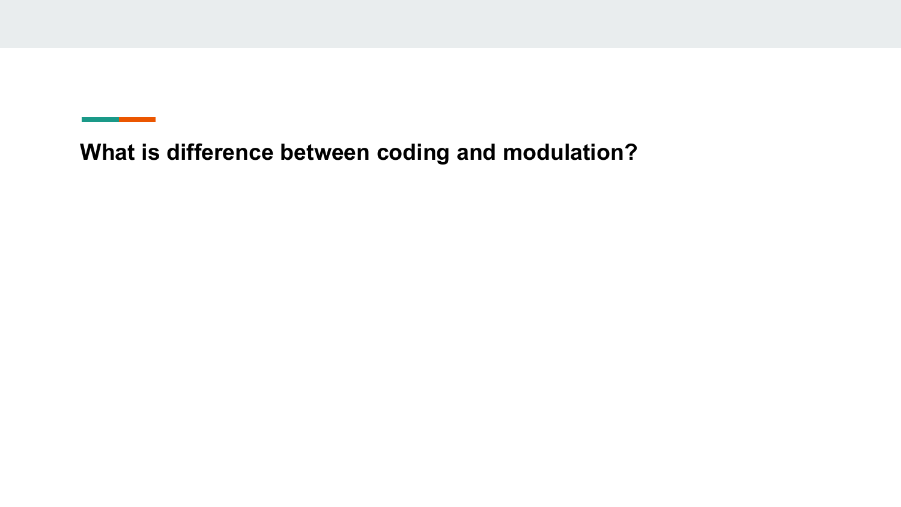## What is difference between coding and modulation?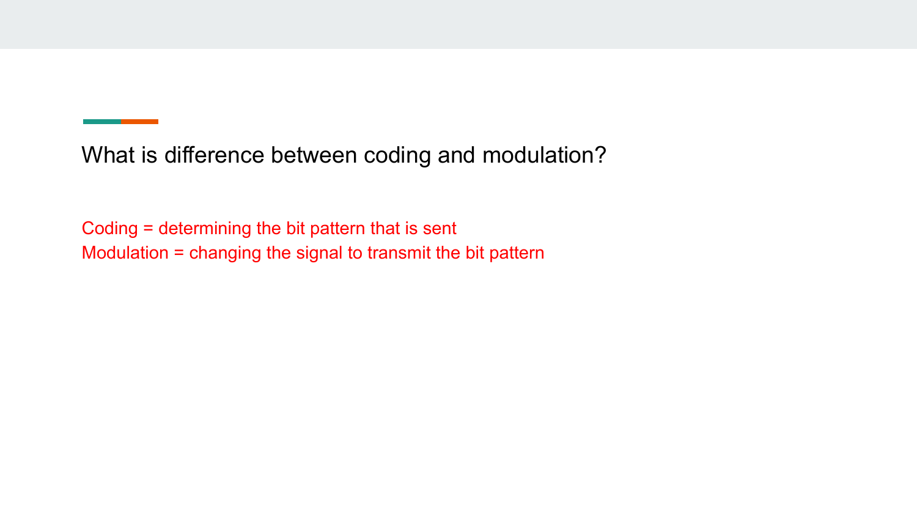## What is difference between coding and modulation?

Coding = determining the bit pattern that is sent
Modulation = changing the signal to transmit the bit pattern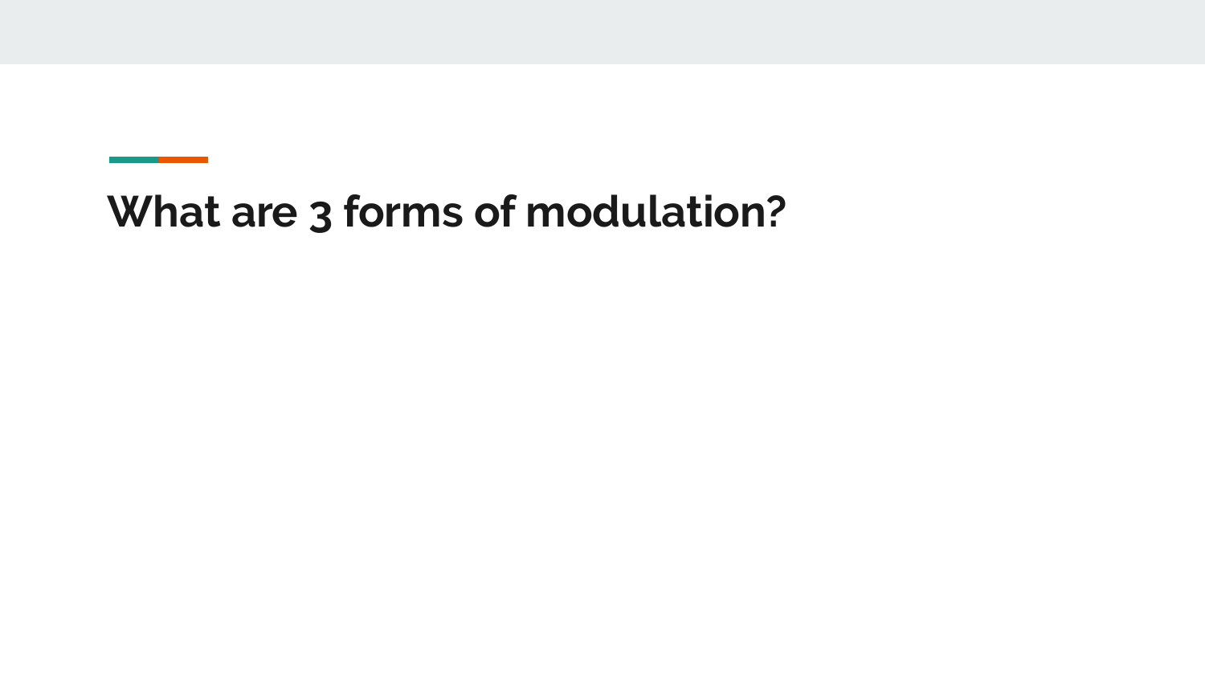# What are 3 forms of modulation?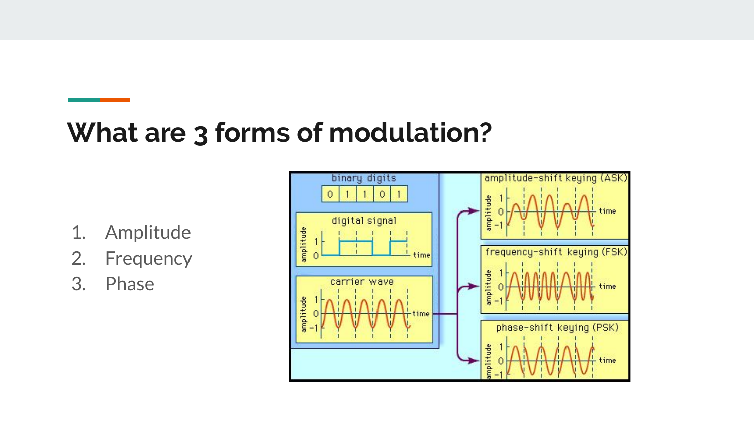# What are 3 forms of modulation?

1. Amplitude
2. Frequency
3. Phase

binary digits
0 1 1 0 1
digital signal
amplitude
1
0
time
carrier wave
amplitude
1
0
-1
time
amplitude-shift keying (ASK)
amplitude
1
0
-1
time
frequency-shift keying (FSK)
amplitude
1
0
-1
time
phase-shift keying (PSK)
amplitude
1
0
-1
time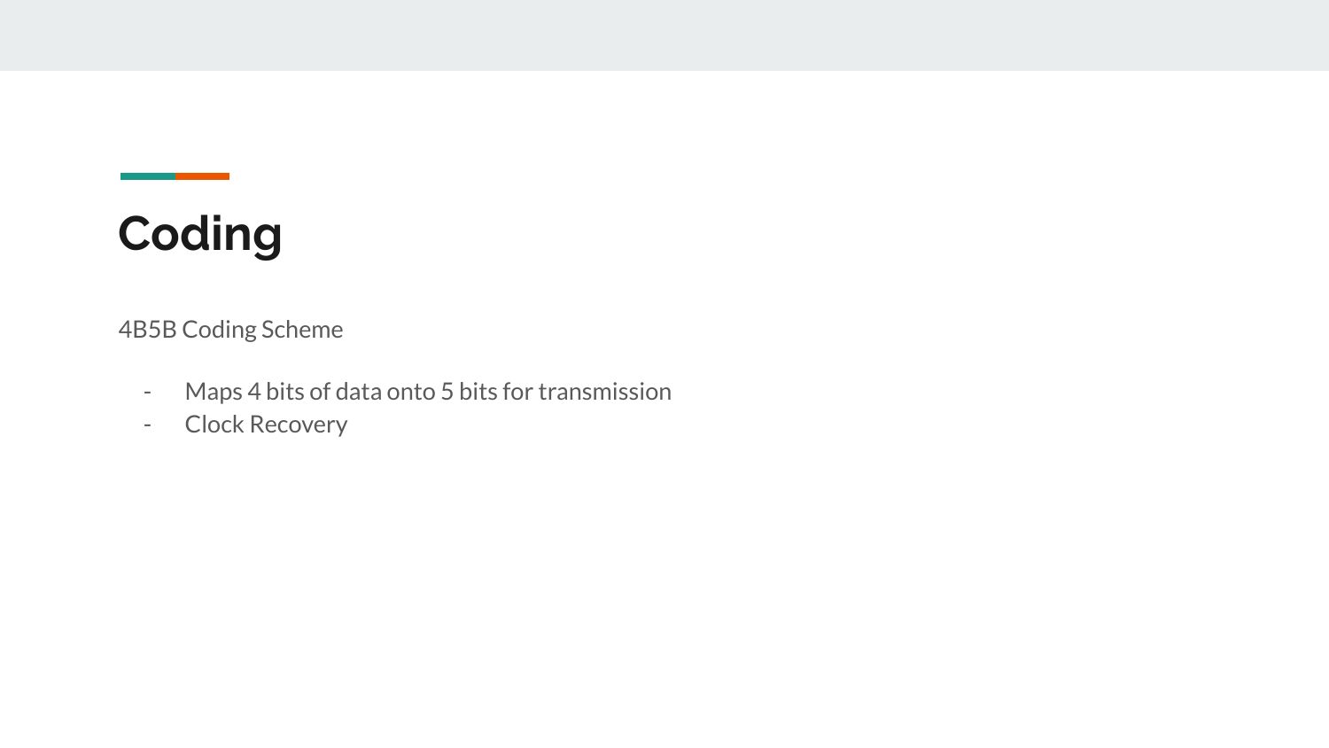# Coding

4B5B Coding Scheme

- Maps 4 bits of data onto 5 bits for transmission
- Clock Recovery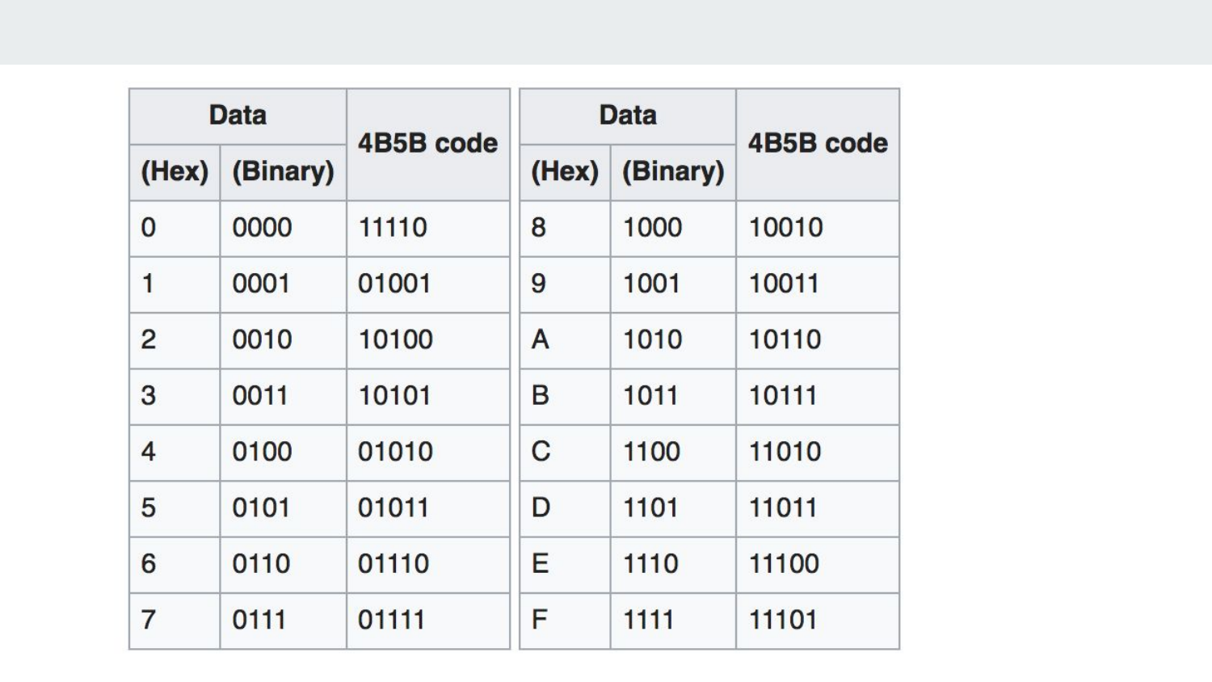| Data | | 4B5B code | Data | | 4B5B code |
|---|---|---|---|---|---|
| (Hex) | (Binary) | | (Hex) | (Binary) | |
| 0 | 0000 | 11110 | 8 | 1000 | 10010 |
| 1 | 0001 | 01001 | 9 | 1001 | 10011 |
| 2 | 0010 | 10100 | A | 1010 | 10110 |
| 3 | 0011 | 10101 | B | 1011 | 10111 |
| 4 | 0100 | 01010 | C | 1100 | 11010 |
| 5 | 0101 | 01011 | D | 1101 | 11011 |
| 6 | 0110 | 01110 | E | 1110 | 11100 |
| 7 | 0111 | 01111 | F | 1111 | 11101 |